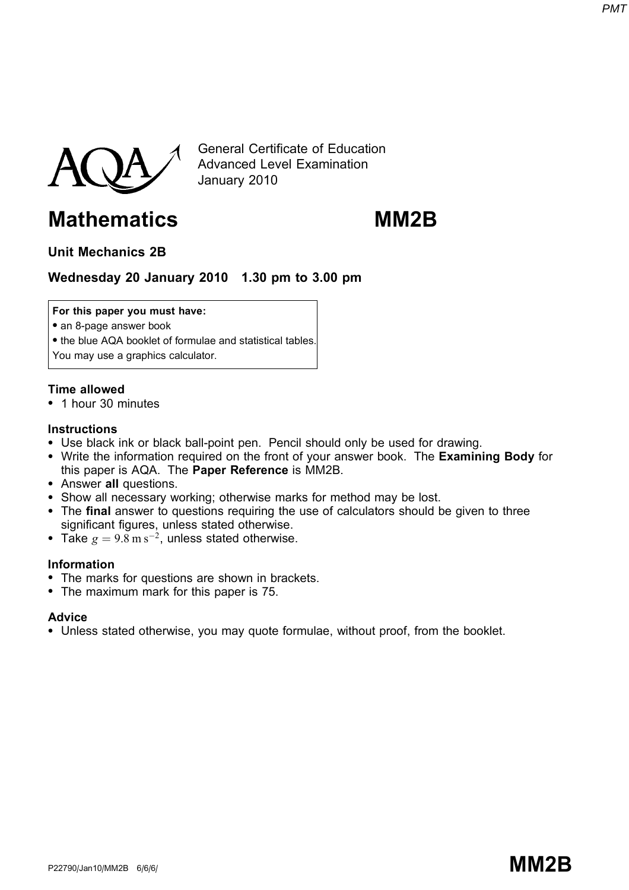General Certificate of Education
Advanced Level Examination
January 2010

# Mathematics MM2B

## Unit Mechanics 2B

**Wednesday 20 January 2010 1.30 pm to 3.00 pm**

**For this paper you must have:**
- an 8-page answer book
- the blue AQA booklet of formulae and statistical tables.

You may use a graphics calculator.

**Time allowed**
- 1 hour 30 minutes

**Instructions**
- Use black ink or black ball-point pen. Pencil should only be used for drawing.
- Write the information required on the front of your answer book. The **Examining Body** for this paper is AQA. The **Paper Reference** is MM2B.
- Answer **all** questions.
- Show all necessary working; otherwise marks for method may be lost.
- The **final** answer to questions requiring the use of calculators should be given to three significant figures, unless stated otherwise.
- Take $g = 9.8\text{ m s}^{-2}$, unless stated otherwise.

**Information**
- The marks for questions are shown in brackets.
- The maximum mark for this paper is 75.

**Advice**
- Unless stated otherwise, you may quote formulae, without proof, from the booklet.

P22790/Jan10/MM2B 6/6/6/

**MM2B**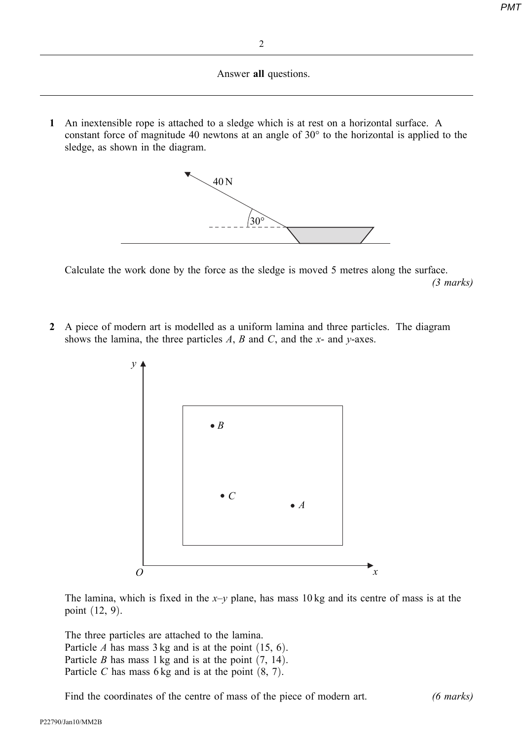Answer **all** questions.

**1** An inextensible rope is attached to a sledge which is at rest on a horizontal surface. A constant force of magnitude 40 newtons at an angle of $30°$ to the horizontal is applied to the sledge, as shown in the diagram.

Calculate the work done by the force as the sledge is moved 5 metres along the surface. *(3 marks)*

**2** A piece of modern art is modelled as a uniform lamina and three particles. The diagram shows the lamina, the three particles $A$, $B$ and $C$, and the $x$- and $y$-axes.

The lamina, which is fixed in the $x$–$y$ plane, has mass 10 kg and its centre of mass is at the point $(12, 9)$.

The three particles are attached to the lamina.
Particle $A$ has mass 3 kg and is at the point $(15, 6)$.
Particle $B$ has mass 1 kg and is at the point $(7, 14)$.
Particle $C$ has mass 6 kg and is at the point $(8, 7)$.

Find the coordinates of the centre of mass of the piece of modern art. *(6 marks)*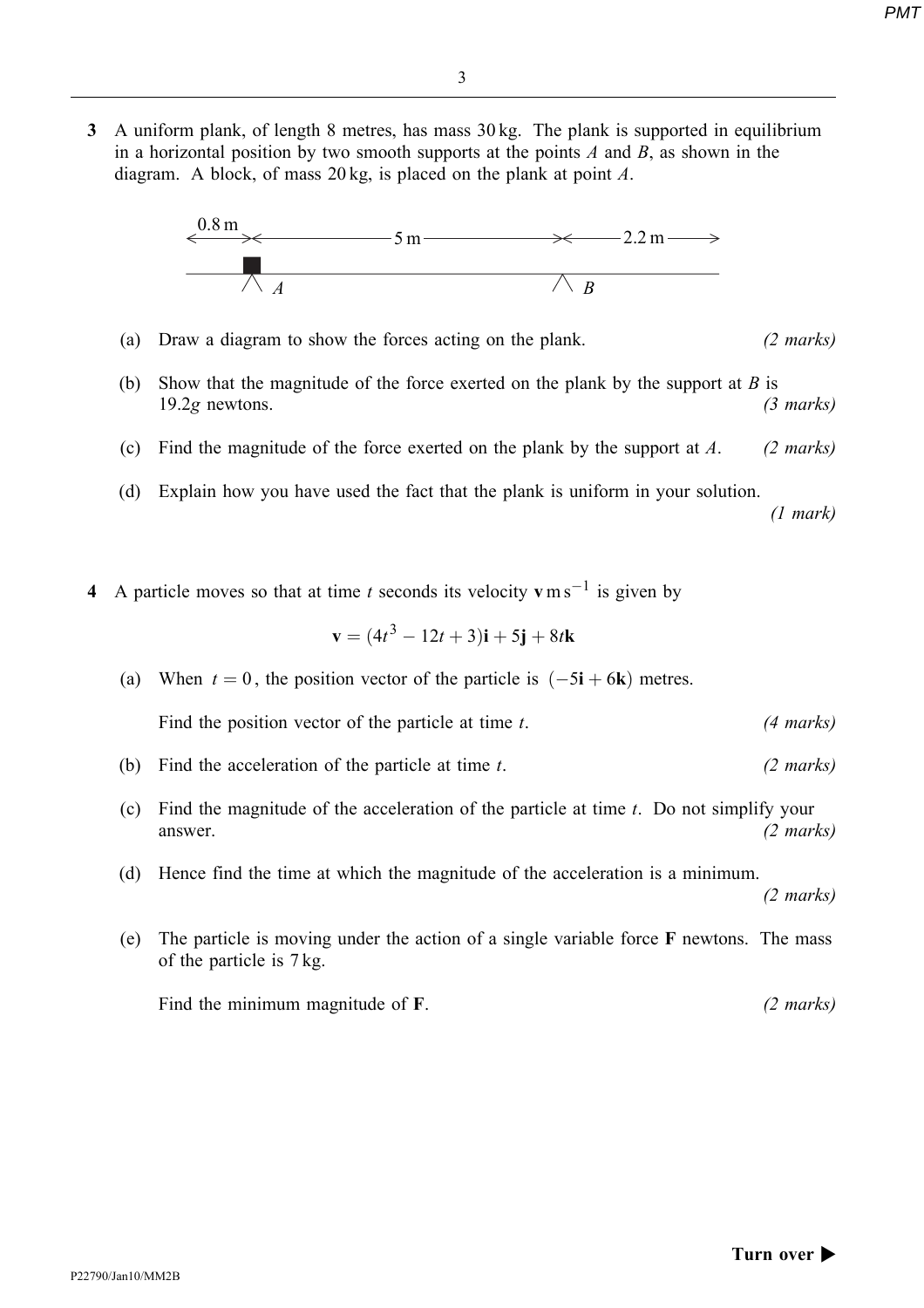**3** A uniform plank, of length 8 metres, has mass 30 kg. The plank is supported in equilibrium in a horizontal position by two smooth supports at the points $A$ and $B$, as shown in the diagram. A block, of mass 20 kg, is placed on the plank at point $A$.

(a) Draw a diagram to show the forces acting on the plank. *(2 marks)*

(b) Show that the magnitude of the force exerted on the plank by the support at $B$ is $19.2g$ newtons. *(3 marks)*

(c) Find the magnitude of the force exerted on the plank by the support at $A$. *(2 marks)*

(d) Explain how you have used the fact that the plank is uniform in your solution. *(1 mark)*

**4** A particle moves so that at time $t$ seconds its velocity $\mathbf{v}\,\text{m}\,\text{s}^{-1}$ is given by

$$\mathbf{v} = (4t^3 - 12t + 3)\mathbf{i} + 5\mathbf{j} + 8t\mathbf{k}$$

(a) When $t = 0$, the position vector of the particle is $(-5\mathbf{i} + 6\mathbf{k})$ metres.

Find the position vector of the particle at time $t$. *(4 marks)*

(b) Find the acceleration of the particle at time $t$. *(2 marks)*

(c) Find the magnitude of the acceleration of the particle at time $t$. Do not simplify your answer. *(2 marks)*

(d) Hence find the time at which the magnitude of the acceleration is a minimum. *(2 marks)*

(e) The particle is moving under the action of a single variable force $\mathbf{F}$ newtons. The mass of the particle is 7 kg.

Find the minimum magnitude of $\mathbf{F}$. *(2 marks)*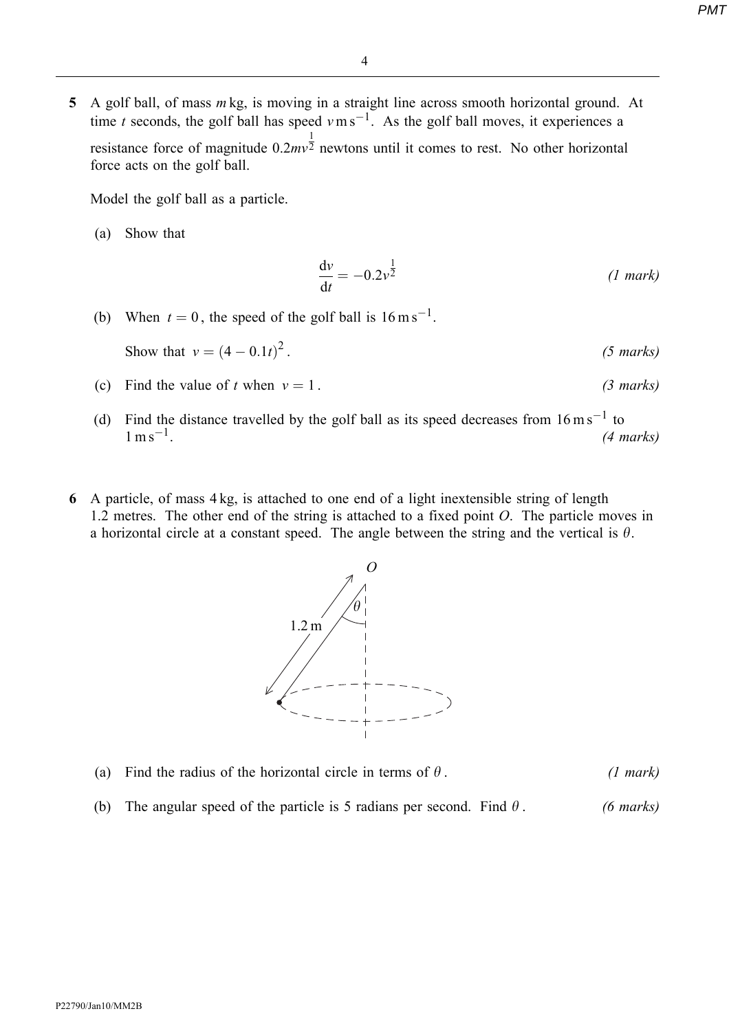**5** A golf ball, of mass $m$ kg, is moving in a straight line across smooth horizontal ground. At time $t$ seconds, the golf ball has speed $v \text{ m s}^{-1}$. As the golf ball moves, it experiences a resistance force of magnitude $0.2mv^{\frac{1}{2}}$ newtons until it comes to rest. No other horizontal force acts on the golf ball.

Model the golf ball as a particle.

(a) Show that

$$\frac{\mathrm{d}v}{\mathrm{d}t} = -0.2v^{\frac{1}{2}}$$

*(1 mark)*

(b) When $t = 0$, the speed of the golf ball is $16 \text{ m s}^{-1}$.

Show that $v = (4 - 0.1t)^2$. *(5 marks)*

(c) Find the value of $t$ when $v = 1$. *(3 marks)*

(d) Find the distance travelled by the golf ball as its speed decreases from $16 \text{ m s}^{-1}$ to $1 \text{ m s}^{-1}$. *(4 marks)*

**6** A particle, of mass 4 kg, is attached to one end of a light inextensible string of length 1.2 metres. The other end of the string is attached to a fixed point $O$. The particle moves in a horizontal circle at a constant speed. The angle between the string and the vertical is $\theta$.

(a) Find the radius of the horizontal circle in terms of $\theta$. *(1 mark)*

(b) The angular speed of the particle is 5 radians per second. Find $\theta$. *(6 marks)*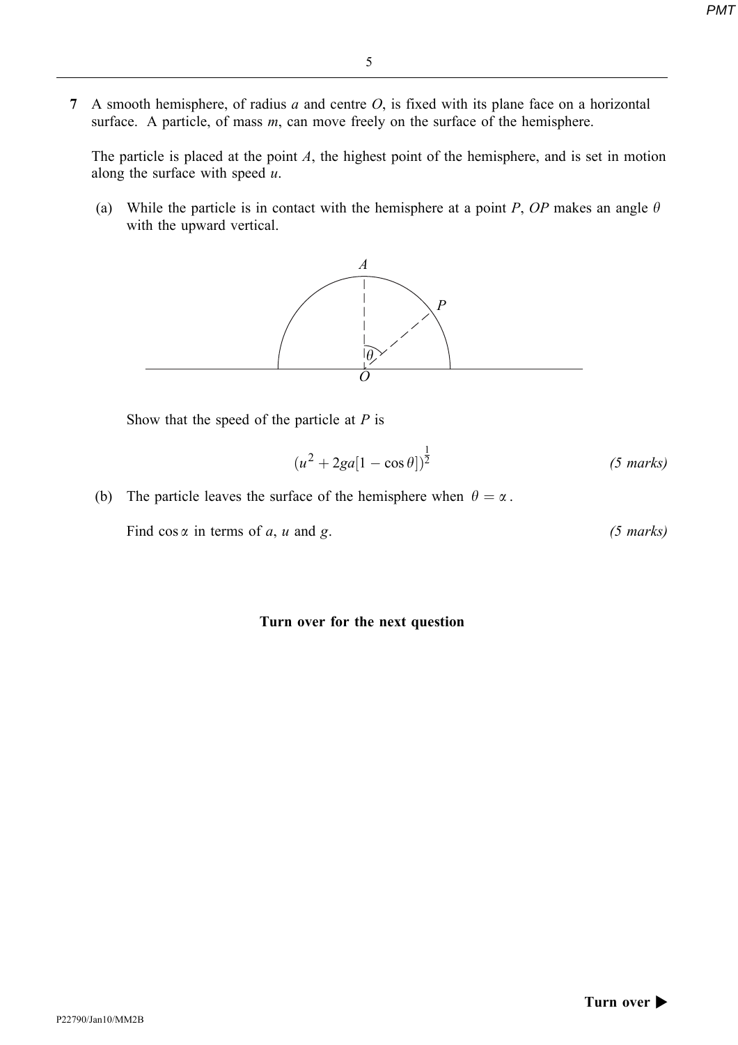**7** A smooth hemisphere, of radius $a$ and centre $O$, is fixed with its plane face on a horizontal surface. A particle, of mass $m$, can move freely on the surface of the hemisphere.

The particle is placed at the point $A$, the highest point of the hemisphere, and is set in motion along the surface with speed $u$.

(a) While the particle is in contact with the hemisphere at a point $P$, $OP$ makes an angle $\theta$ with the upward vertical.

Show that the speed of the particle at $P$ is

$$(u^2 + 2ga[1 - \cos\theta])^{\frac{1}{2}}$$ *(5 marks)*

(b) The particle leaves the surface of the hemisphere when $\theta = \alpha$.

Find $\cos\alpha$ in terms of $a$, $u$ and $g$. *(5 marks)*

**Turn over for the next question**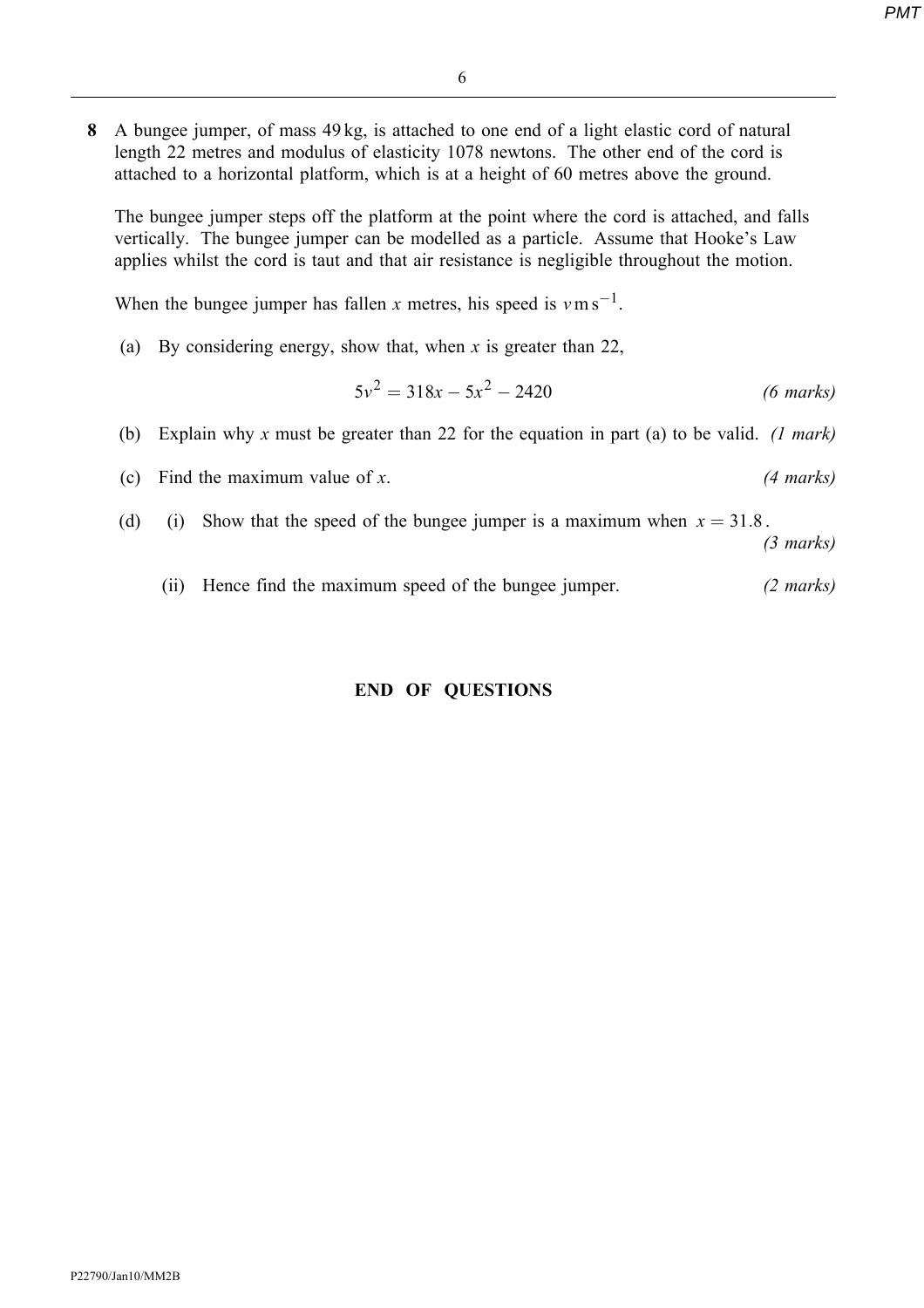**8** A bungee jumper, of mass 49 kg, is attached to one end of a light elastic cord of natural length 22 metres and modulus of elasticity 1078 newtons. The other end of the cord is attached to a horizontal platform, which is at a height of 60 metres above the ground.

The bungee jumper steps off the platform at the point where the cord is attached, and falls vertically. The bungee jumper can be modelled as a particle. Assume that Hooke's Law applies whilst the cord is taut and that air resistance is negligible throughout the motion.

When the bungee jumper has fallen $x$ metres, his speed is $v\,\text{m}\,\text{s}^{-1}$.

(a) By considering energy, show that, when $x$ is greater than 22,

$$5v^2 = 318x - 5x^2 - 2420$$ *(6 marks)*

(b) Explain why $x$ must be greater than 22 for the equation in part (a) to be valid. *(1 mark)*

(c) Find the maximum value of $x$. *(4 marks)*

(d) (i) Show that the speed of the bungee jumper is a maximum when $x = 31.8$. *(3 marks)*

(ii) Hence find the maximum speed of the bungee jumper. *(2 marks)*

**END OF QUESTIONS**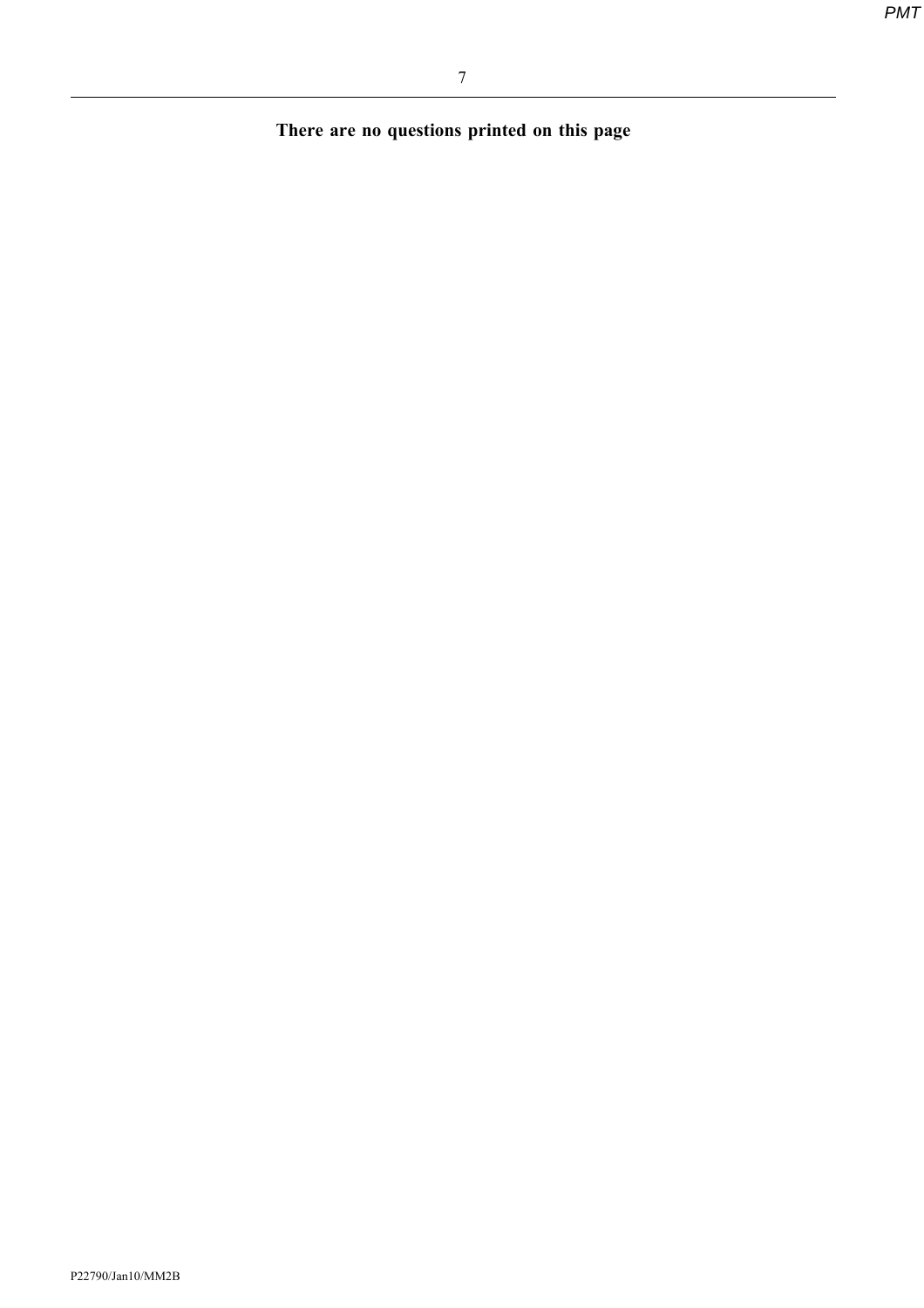**There are no questions printed on this page**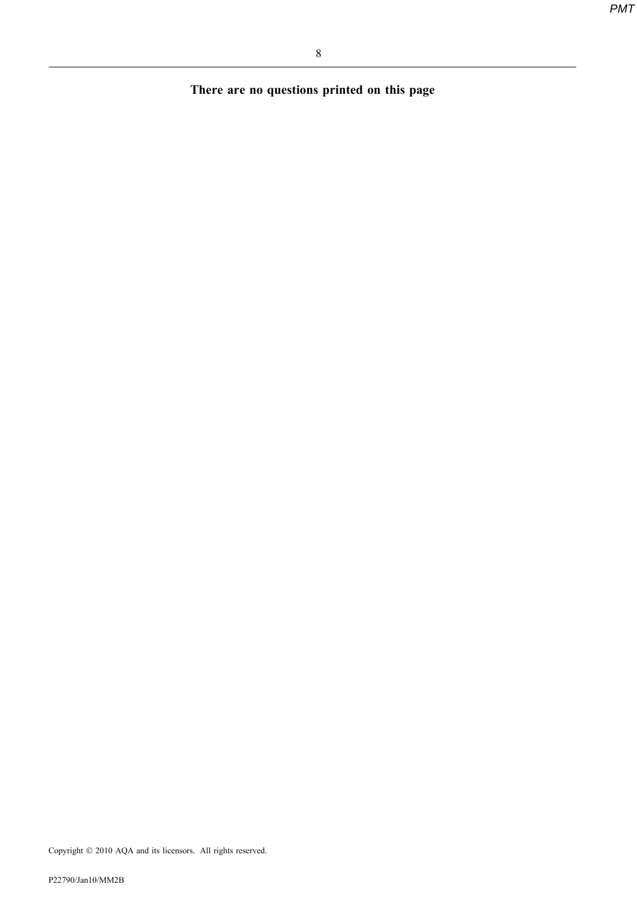**There are no questions printed on this page**

Copyright © 2010 AQA and its licensors. All rights reserved.

P22790/Jan10/MM2B